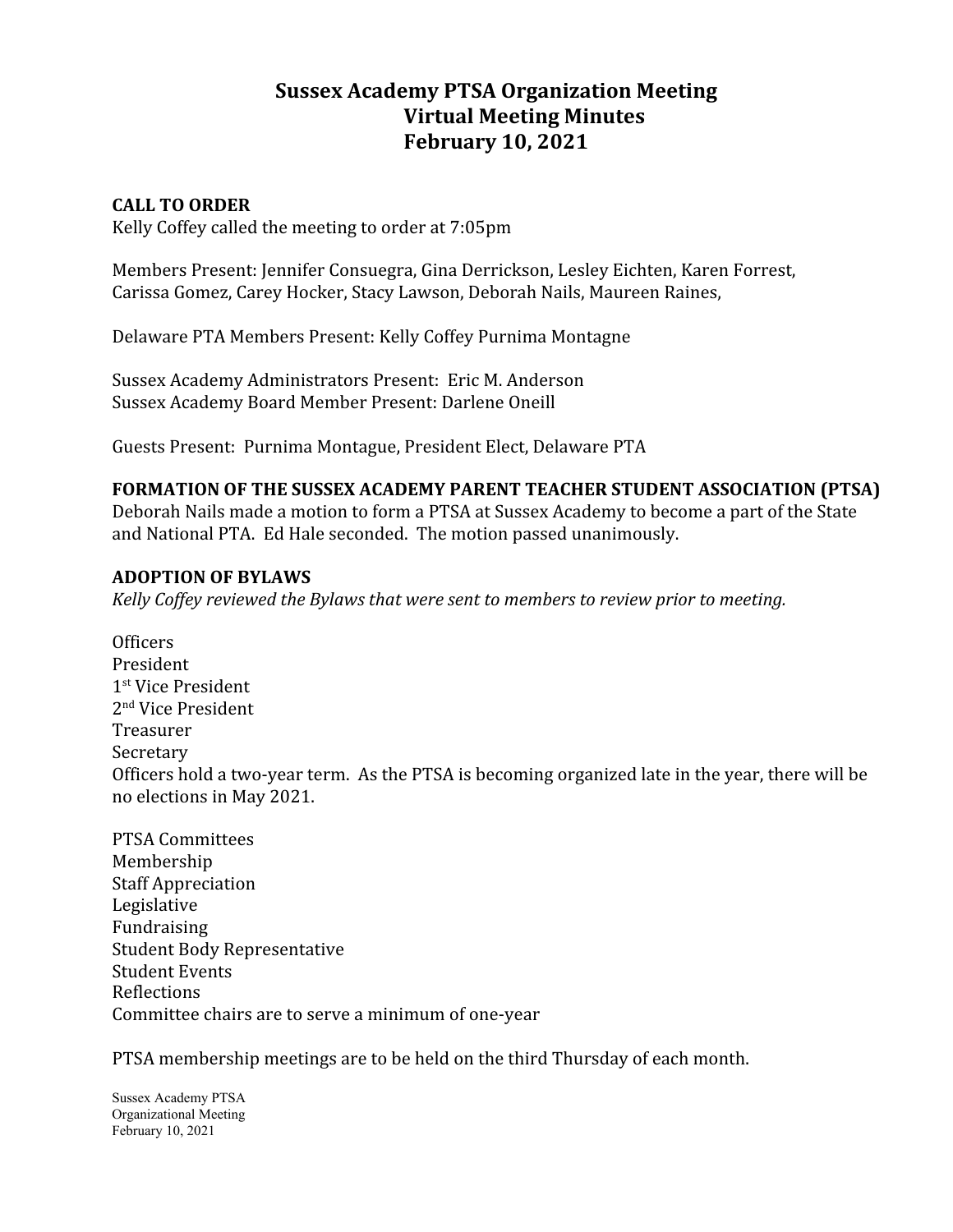# Sussex Academy PTSA Organization Meeting
# Virtual Meeting Minutes
# February 10, 2021

**CALL TO ORDER**
Kelly Coffey called the meeting to order at 7:05pm

Members Present: Jennifer Consuegra, Gina Derrickson, Lesley Eichten, Karen Forrest, Carissa Gomez, Carey Hocker, Stacy Lawson, Deborah Nails, Maureen Raines,

Delaware PTA Members Present: Kelly Coffey Purnima Montagne

Sussex Academy Administrators Present: Eric M. Anderson
Sussex Academy Board Member Present: Darlene Oneill

Guests Present: Purnima Montague, President Elect, Delaware PTA

**FORMATION OF THE SUSSEX ACADEMY PARENT TEACHER STUDENT ASSOCIATION (PTSA)**
Deborah Nails made a motion to form a PTSA at Sussex Academy to become a part of the State and National PTA. Ed Hale seconded. The motion passed unanimously.

**ADOPTION OF BYLAWS**
*Kelly Coffey reviewed the Bylaws that were sent to members to review prior to meeting.*

Officers
President
1st Vice President
2nd Vice President
Treasurer
Secretary
Officers hold a two-year term. As the PTSA is becoming organized late in the year, there will be no elections in May 2021.

PTSA Committees
Membership
Staff Appreciation
Legislative
Fundraising
Student Body Representative
Student Events
Reflections
Committee chairs are to serve a minimum of one-year

PTSA membership meetings are to be held on the third Thursday of each month.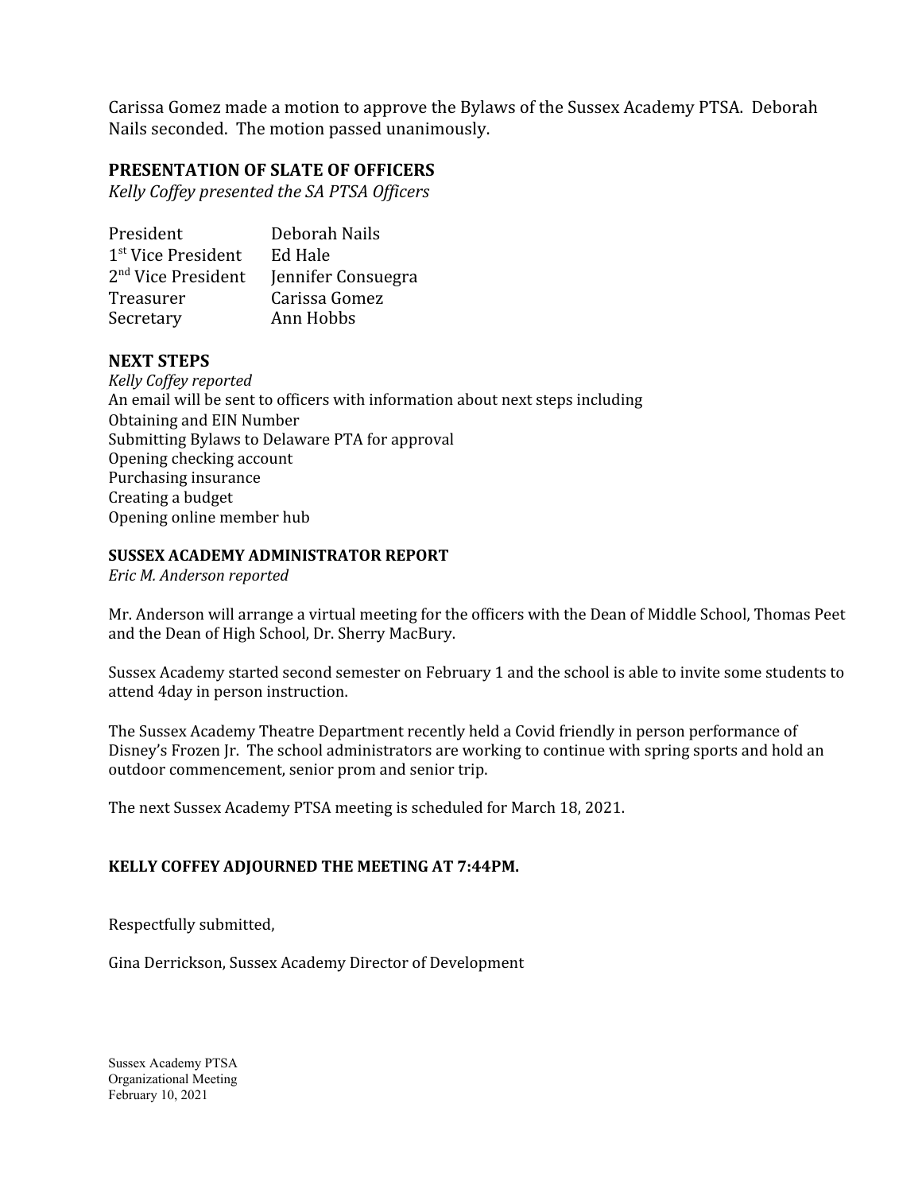Carissa Gomez made a motion to approve the Bylaws of the Sussex Academy PTSA. Deborah Nails seconded. The motion passed unanimously.

## PRESENTATION OF SLATE OF OFFICERS

*Kelly Coffey presented the SA PTSA Officers*

| | |
|---|---|
| President | Deborah Nails |
| 1st Vice President | Ed Hale |
| 2nd Vice President | Jennifer Consuegra |
| Treasurer | Carissa Gomez |
| Secretary | Ann Hobbs |

## NEXT STEPS

*Kelly Coffey reported*

An email will be sent to officers with information about next steps including
Obtaining and EIN Number
Submitting Bylaws to Delaware PTA for approval
Opening checking account
Purchasing insurance
Creating a budget
Opening online member hub

### SUSSEX ACADEMY ADMINISTRATOR REPORT

*Eric M. Anderson reported*

Mr. Anderson will arrange a virtual meeting for the officers with the Dean of Middle School, Thomas Peet and the Dean of High School, Dr. Sherry MacBury.

Sussex Academy started second semester on February 1 and the school is able to invite some students to attend 4day in person instruction.

The Sussex Academy Theatre Department recently held a Covid friendly in person performance of Disney's Frozen Jr. The school administrators are working to continue with spring sports and hold an outdoor commencement, senior prom and senior trip.

The next Sussex Academy PTSA meeting is scheduled for March 18, 2021.

**KELLY COFFEY ADJOURNED THE MEETING AT 7:44PM.**

Respectfully submitted,

Gina Derrickson, Sussex Academy Director of Development